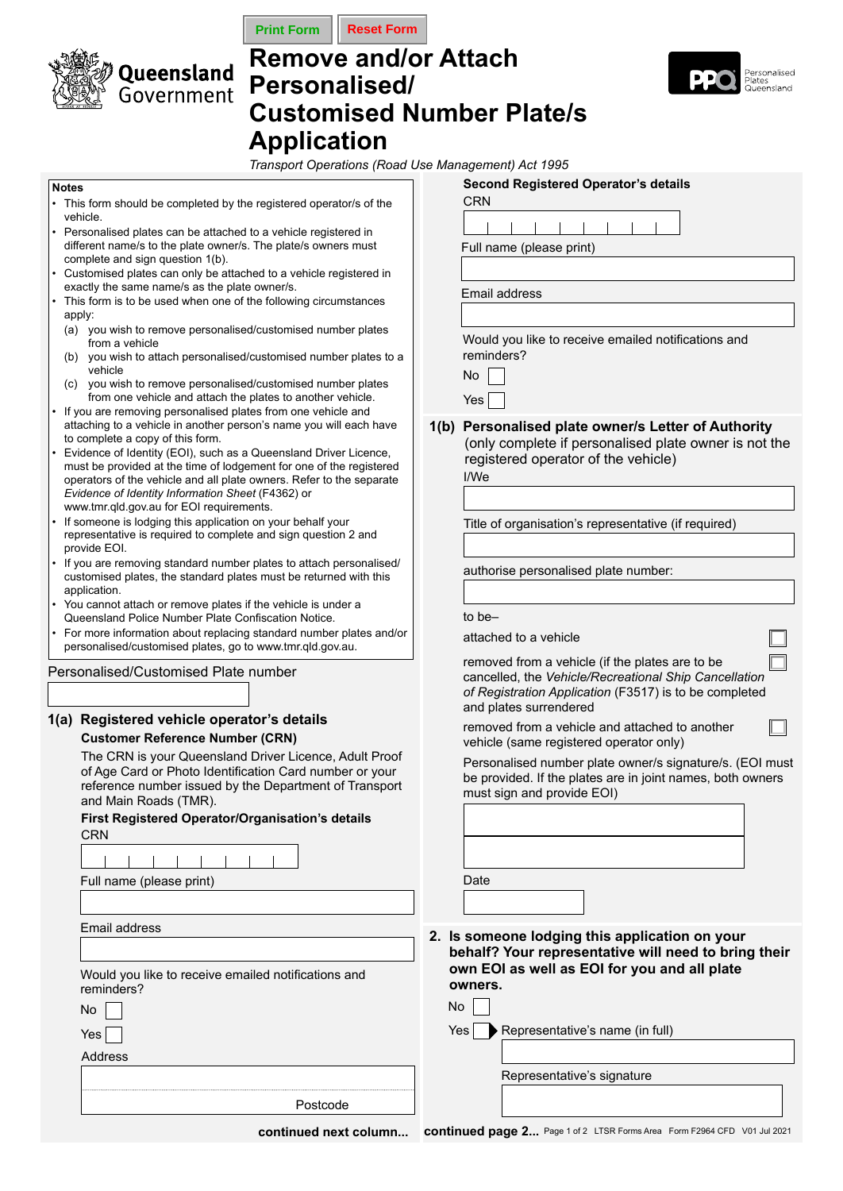Queensland Government

# Remove and/or Attach Personalised/ Customised Number Plate/s Application

*Transport Operations (Road Use Management) Act 1995*

Personalised Plates Queensland

**Notes**

- This form should be completed by the registered operator/s of the vehicle.
- Personalised plates can be attached to a vehicle registered in different name/s to the plate owner/s. The plate/s owners must complete and sign question 1(b).
- Customised plates can only be attached to a vehicle registered in exactly the same name/s as the plate owner/s.
- This form is to be used when one of the following circumstances apply:
  - (a) you wish to remove personalised/customised number plates from a vehicle
  - (b) you wish to attach personalised/customised number plates to a vehicle
  - (c) you wish to remove personalised/customised number plates from one vehicle and attach the plates to another vehicle.
- If you are removing personalised plates from one vehicle and attaching to a vehicle in another person's name you will each have to complete a copy of this form.
- Evidence of Identity (EOI), such as a Queensland Driver Licence, must be provided at the time of lodgement for one of the registered operators of the vehicle and all plate owners. Refer to the separate *Evidence of Identity Information Sheet* (F4362) or www.tmr.qld.gov.au for EOI requirements.
- If someone is lodging this application on your behalf your representative is required to complete and sign question 2 and provide EOI.
- If you are removing standard number plates to attach personalised/ customised plates, the standard plates must be returned with this application.
- You cannot attach or remove plates if the vehicle is under a Queensland Police Number Plate Confiscation Notice.
- For more information about replacing standard number plates and/or personalised/customised plates, go to www.tmr.qld.gov.au.

Personalised/Customised Plate number

## 1(a) Registered vehicle operator's details

**Customer Reference Number (CRN)**

The CRN is your Queensland Driver Licence, Adult Proof of Age Card or Photo Identification Card number or your reference number issued by the Department of Transport and Main Roads (TMR).

**First Registered Operator/Organisation's details**

CRN

Full name (please print)

Email address

Would you like to receive emailed notifications and reminders?

No ☐

Yes ☐

Address

Postcode

**continued next column...**

**Second Registered Operator's details**

CRN

Full name (please print)

Email address

Would you like to receive emailed notifications and reminders?

No ☐

Yes ☐

## 1(b) Personalised plate owner/s Letter of Authority

(only complete if personalised plate owner is not the registered operator of the vehicle)

I/We

Title of organisation's representative (if required)

authorise personalised plate number:

to be–

attached to a vehicle ☐

removed from a vehicle (if the plates are to be cancelled, the *Vehicle/Recreational Ship Cancellation of Registration Application* (F3517) is to be completed and plates surrendered ☐

removed from a vehicle and attached to another vehicle (same registered operator only) ☐

Personalised number plate owner/s signature/s. (EOI must be provided. If the plates are in joint names, both owners must sign and provide EOI)

Date

## 2. Is someone lodging this application on your behalf? Your representative will need to bring their own EOI as well as EOI for you and all plate owners.

No ☐

Yes ☐ ▶ Representative's name (in full)

Representative's signature

**continued page 2...**

LTSR Forms Area Form F2964 CFD V01 Jul 2021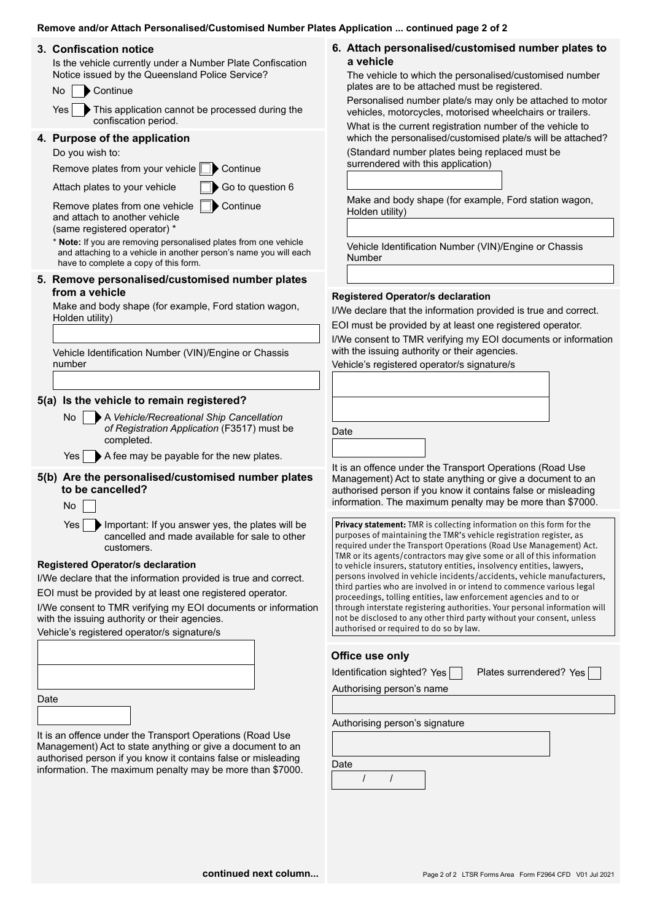Remove and/or Attach Personalised/Customised Number Plates Application ... continued page 2 of 2

## 3. Confiscation notice

Is the vehicle currently under a Number Plate Confiscation Notice issued by the Queensland Police Service?

No ☐ ▶ Continue

Yes ☐ ▶ This application cannot be processed during the confiscation period.

## 4. Purpose of the application

Do you wish to:

Remove plates from your vehicle ☐ ▶ Continue

Attach plates to your vehicle ☐ ▶ Go to question 6

Remove plates from one vehicle and attach to another vehicle (same registered operator) * ☐ ▶ Continue

* **Note:** If you are removing personalised plates from one vehicle and attaching to a vehicle in another person's name you will each have to complete a copy of this form.

## 5. Remove personalised/customised number plates from a vehicle

Make and body shape (for example, Ford station wagon, Holden utility)

Vehicle Identification Number (VIN)/Engine or Chassis number

### 5(a) Is the vehicle to remain registered?

No ☐ ▶ A *Vehicle/Recreational Ship Cancellation of Registration Application* (F3517) must be completed.

Yes ☐ ▶ A fee may be payable for the new plates.

### 5(b) Are the personalised/customised number plates to be cancelled?

No ☐

Yes ☐ ▶ Important: If you answer yes, the plates will be cancelled and made available for sale to other customers.

**Registered Operator/s declaration**

I/We declare that the information provided is true and correct.

EOI must be provided by at least one registered operator.

I/We consent to TMR verifying my EOI documents or information with the issuing authority or their agencies.

Vehicle's registered operator/s signature/s

Date

It is an offence under the Transport Operations (Road Use Management) Act to state anything or give a document to an authorised person if you know it contains false or misleading information. The maximum penalty may be more than $7000.

**continued next column...**

## 6. Attach personalised/customised number plates to a vehicle

The vehicle to which the personalised/customised number plates are to be attached must be registered.

Personalised number plate/s may only be attached to motor vehicles, motorcycles, motorised wheelchairs or trailers.

What is the current registration number of the vehicle to which the personalised/customised plate/s will be attached?

(Standard number plates being replaced must be surrendered with this application)

Make and body shape (for example, Ford station wagon, Holden utility)

Vehicle Identification Number (VIN)/Engine or Chassis Number

**Registered Operator/s declaration**

I/We declare that the information provided is true and correct.

EOI must be provided by at least one registered operator.

I/We consent to TMR verifying my EOI documents or information with the issuing authority or their agencies.

Vehicle's registered operator/s signature/s

Date

It is an offence under the Transport Operations (Road Use Management) Act to state anything or give a document to an authorised person if you know it contains false or misleading information. The maximum penalty may be more than $7000.

**Privacy statement:** TMR is collecting information on this form for the purposes of maintaining the TMR's vehicle registration register, as required under the Transport Operations (Road Use Management) Act. TMR or its agents/contractors may give some or all of this information to vehicle insurers, statutory entities, insolvency entities, lawyers, persons involved in vehicle incidents/accidents, vehicle manufacturers, third parties who are involved in or intend to commence various legal proceedings, tolling entities, law enforcement agencies and to or through interstate registering authorities. Your personal information will not be disclosed to any other third party without your consent, unless authorised or required to do so by law.

### Office use only

Identification sighted? Yes ☐ Plates surrendered? Yes ☐

Authorising person's name

Authorising person's signature

Date

/ /